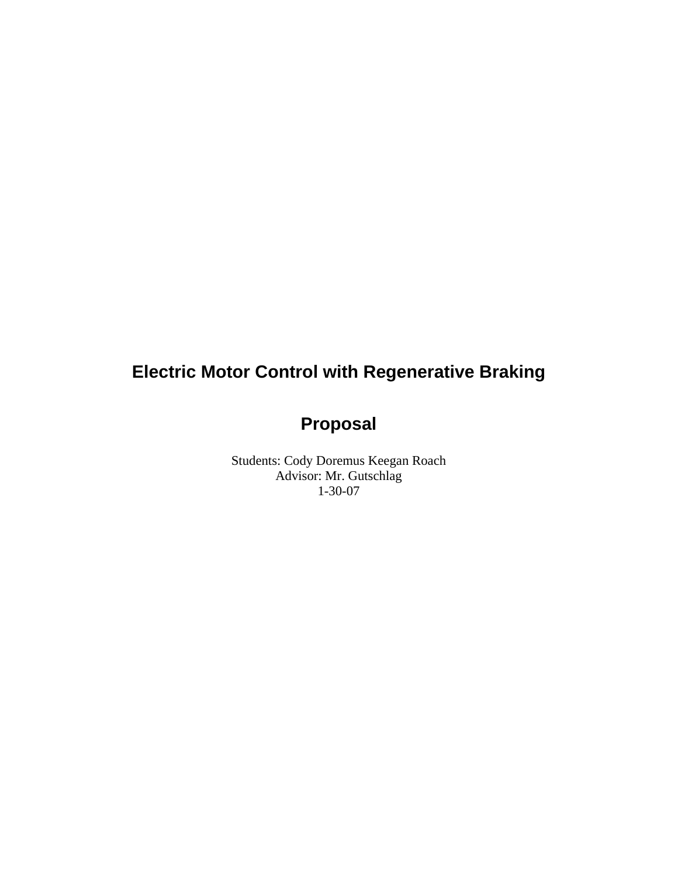# Electric Motor Control with Regenerative Braking

## Proposal

Students: Cody Doremus Keegan Roach
Advisor: Mr. Gutschlag
1-30-07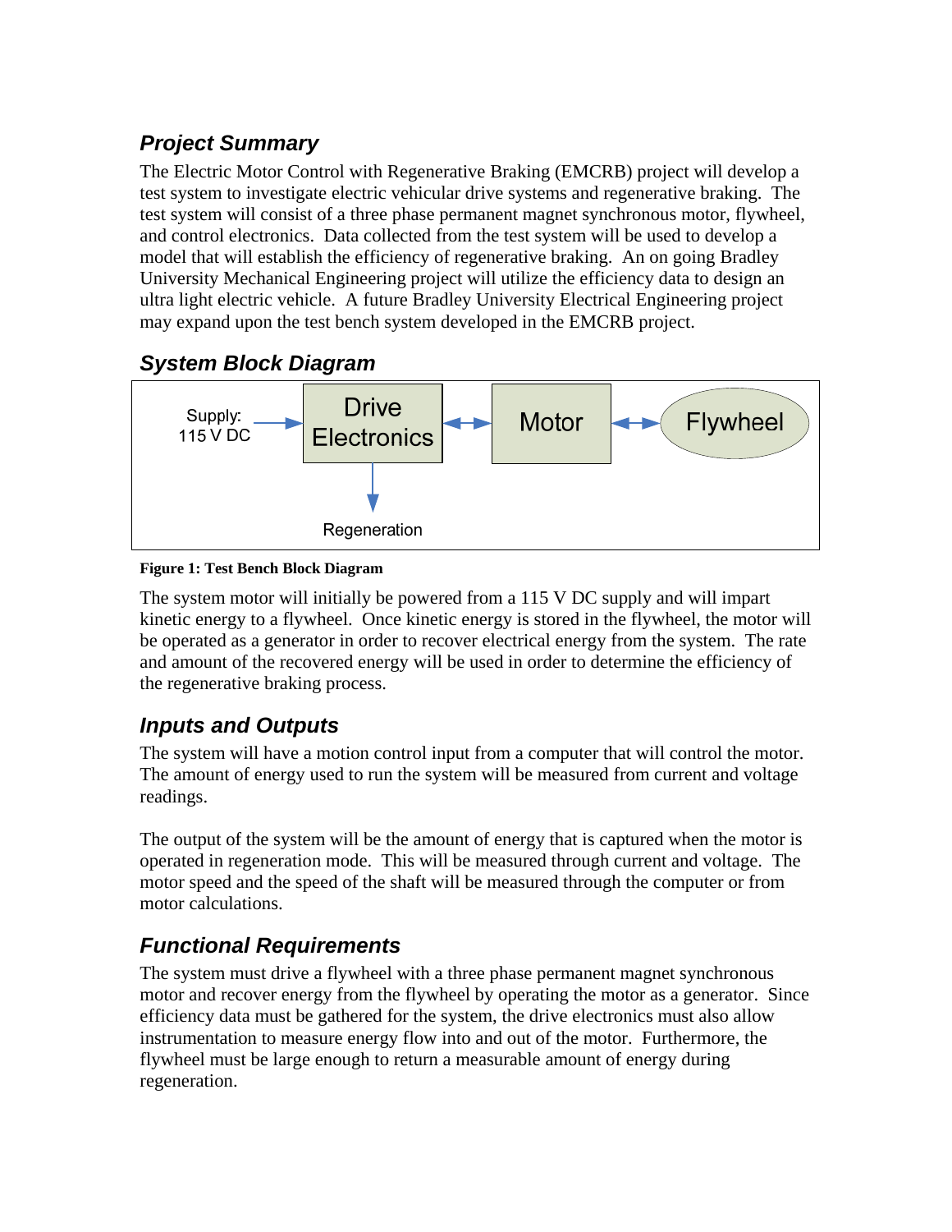## *Project Summary*

The Electric Motor Control with Regenerative Braking (EMCRB) project will develop a test system to investigate electric vehicular drive systems and regenerative braking. The test system will consist of a three phase permanent magnet synchronous motor, flywheel, and control electronics. Data collected from the test system will be used to develop a model that will establish the efficiency of regenerative braking. An on going Bradley University Mechanical Engineering project will utilize the efficiency data to design an ultra light electric vehicle. A future Bradley University Electrical Engineering project may expand upon the test bench system developed in the EMCRB project.

## *System Block Diagram*

Supply: 115 V DC → Drive Electronics ↔ Motor ↔ Flywheel

Drive Electronics → Regeneration

**Figure 1: Test Bench Block Diagram**

The system motor will initially be powered from a 115 V DC supply and will impart kinetic energy to a flywheel. Once kinetic energy is stored in the flywheel, the motor will be operated as a generator in order to recover electrical energy from the system. The rate and amount of the recovered energy will be used in order to determine the efficiency of the regenerative braking process.

## *Inputs and Outputs*

The system will have a motion control input from a computer that will control the motor. The amount of energy used to run the system will be measured from current and voltage readings.

The output of the system will be the amount of energy that is captured when the motor is operated in regeneration mode. This will be measured through current and voltage. The motor speed and the speed of the shaft will be measured through the computer or from motor calculations.

## *Functional Requirements*

The system must drive a flywheel with a three phase permanent magnet synchronous motor and recover energy from the flywheel by operating the motor as a generator. Since efficiency data must be gathered for the system, the drive electronics must also allow instrumentation to measure energy flow into and out of the motor. Furthermore, the flywheel must be large enough to return a measurable amount of energy during regeneration.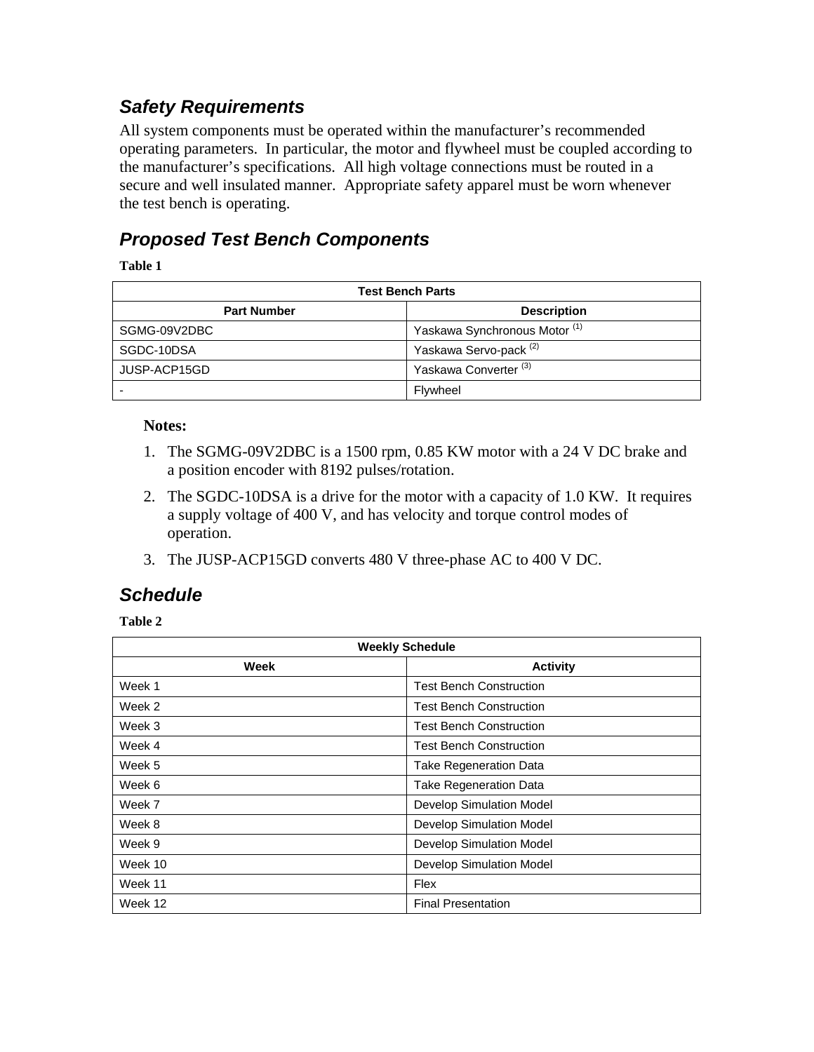## *Safety Requirements*

All system components must be operated within the manufacturer's recommended operating parameters. In particular, the motor and flywheel must be coupled according to the manufacturer's specifications. All high voltage connections must be routed in a secure and well insulated manner. Appropriate safety apparel must be worn whenever the test bench is operating.

## *Proposed Test Bench Components*

**Table 1**

| Test Bench Parts | |
|---|---|
| **Part Number** | **Description** |
| SGMG-09V2DBC | Yaskawa Synchronous Motor (1) |
| SGDC-10DSA | Yaskawa Servo-pack (2) |
| JUSP-ACP15GD | Yaskawa Converter (3) |
| - | Flywheel |

**Notes:**

1. The SGMG-09V2DBC is a 1500 rpm, 0.85 KW motor with a 24 V DC brake and a position encoder with 8192 pulses/rotation.
2. The SGDC-10DSA is a drive for the motor with a capacity of 1.0 KW. It requires a supply voltage of 400 V, and has velocity and torque control modes of operation.
3. The JUSP-ACP15GD converts 480 V three-phase AC to 400 V DC.

## *Schedule*

**Table 2**

| Weekly Schedule | |
|---|---|
| **Week** | **Activity** |
| Week 1 | Test Bench Construction |
| Week 2 | Test Bench Construction |
| Week 3 | Test Bench Construction |
| Week 4 | Test Bench Construction |
| Week 5 | Take Regeneration Data |
| Week 6 | Take Regeneration Data |
| Week 7 | Develop Simulation Model |
| Week 8 | Develop Simulation Model |
| Week 9 | Develop Simulation Model |
| Week 10 | Develop Simulation Model |
| Week 11 | Flex |
| Week 12 | Final Presentation |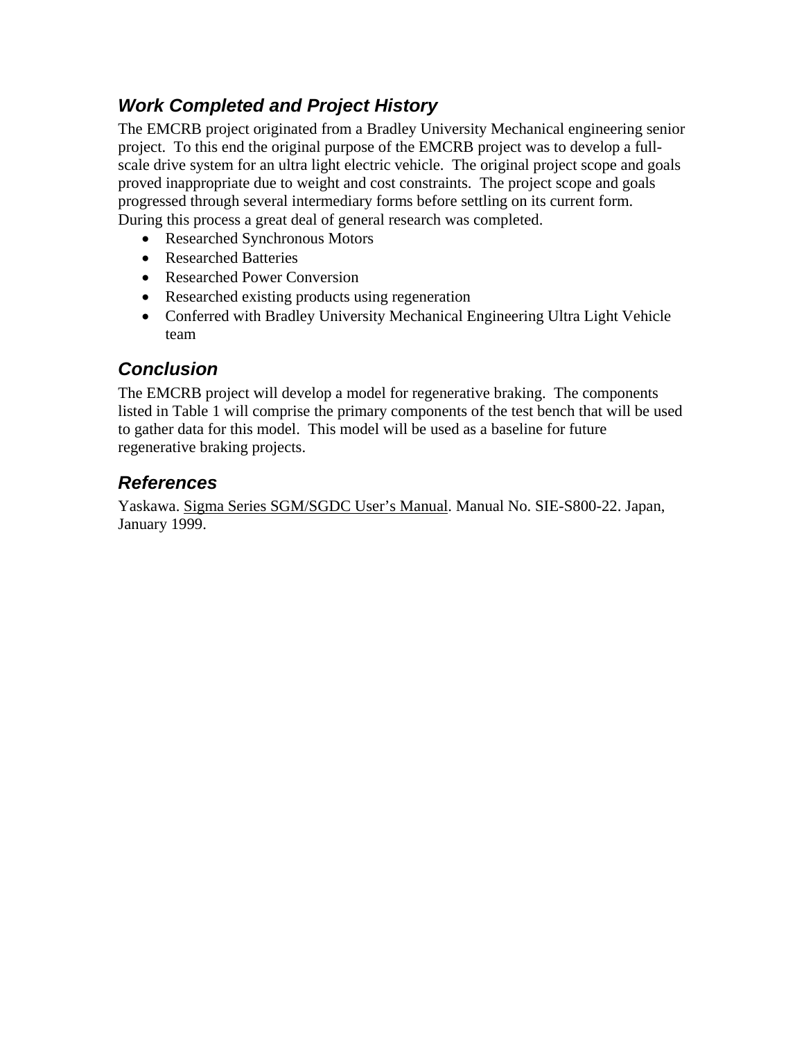## *Work Completed and Project History*

The EMCRB project originated from a Bradley University Mechanical engineering senior project. To this end the original purpose of the EMCRB project was to develop a full-scale drive system for an ultra light electric vehicle. The original project scope and goals proved inappropriate due to weight and cost constraints. The project scope and goals progressed through several intermediary forms before settling on its current form. During this process a great deal of general research was completed.

- Researched Synchronous Motors
- Researched Batteries
- Researched Power Conversion
- Researched existing products using regeneration
- Conferred with Bradley University Mechanical Engineering Ultra Light Vehicle team

## *Conclusion*

The EMCRB project will develop a model for regenerative braking. The components listed in Table 1 will comprise the primary components of the test bench that will be used to gather data for this model. This model will be used as a baseline for future regenerative braking projects.

## *References*

Yaskawa. Sigma Series SGM/SGDC User's Manual. Manual No. SIE-S800-22. Japan, January 1999.